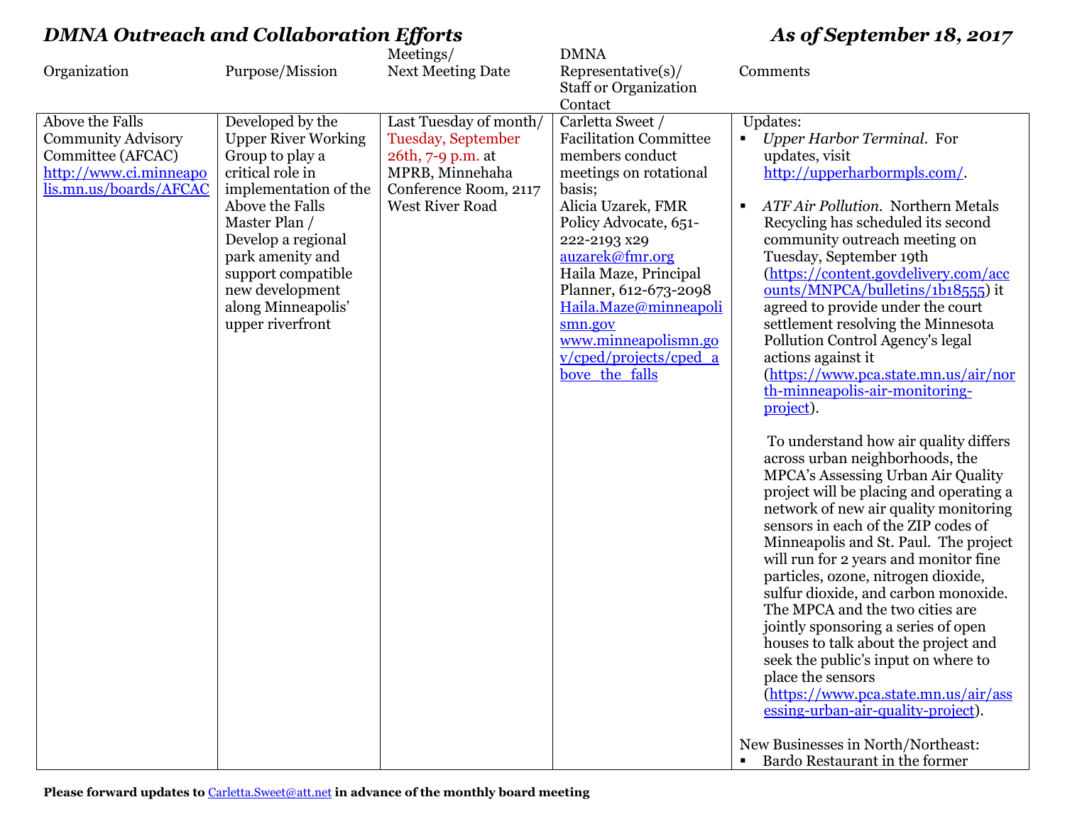# *DMNA Outreach and Collaboration Efforts* — *As of September 18, 2017*

| Organization | Purpose/Mission | Meetings/ Next Meeting Date | DMNA Representative(s)/ Staff or Organization Contact | Comments |
|---|---|---|---|---|
| Above the Falls Community Advisory Committee (AFCAC) http://www.ci.minneapolis.mn.us/boards/AFCAC | Developed by the Upper River Working Group to play a critical role in implementation of the Above the Falls Master Plan / Develop a regional park amenity and support compatible new development along Minneapolis' upper riverfront | Last Tuesday of month/ Tuesday, September 26th, 7-9 p.m. at MPRB, Minnehaha Conference Room, 2117 West River Road | Carletta Sweet / Facilitation Committee members conduct meetings on rotational basis; Alicia Uzarek, FMR Policy Advocate, 651-222-2193 x29 auzarek@fmr.org Haila Maze, Principal Planner, 612-673-2098 Haila.Maze@minneapolismn.gov www.minneapolismn.gov/cped/projects/cped_above_the_falls | Updates:<br>▪ *Upper Harbor Terminal*. For updates, visit http://upperharbormpls.com/.<br><br>▪ *ATF Air Pollution*. Northern Metals Recycling has scheduled its second community outreach meeting on Tuesday, September 19th (https://content.govdelivery.com/accounts/MNPCA/bulletins/1b18555) it agreed to provide under the court settlement resolving the Minnesota Pollution Control Agency's legal actions against it (https://www.pca.state.mn.us/air/north-minneapolis-air-monitoring-project).<br><br>To understand how air quality differs across urban neighborhoods, the MPCA's Assessing Urban Air Quality project will be placing and operating a network of new air quality monitoring sensors in each of the ZIP codes of Minneapolis and St. Paul. The project will run for 2 years and monitor fine particles, ozone, nitrogen dioxide, sulfur dioxide, and carbon monoxide. The MPCA and the two cities are jointly sponsoring a series of open houses to talk about the project and seek the public's input on where to place the sensors (https://www.pca.state.mn.us/air/assessing-urban-air-quality-project).<br><br>New Businesses in North/Northeast:<br>▪ Bardo Restaurant in the former |

**Please forward updates to** Carletta.Sweet@att.net **in advance of the monthly board meeting**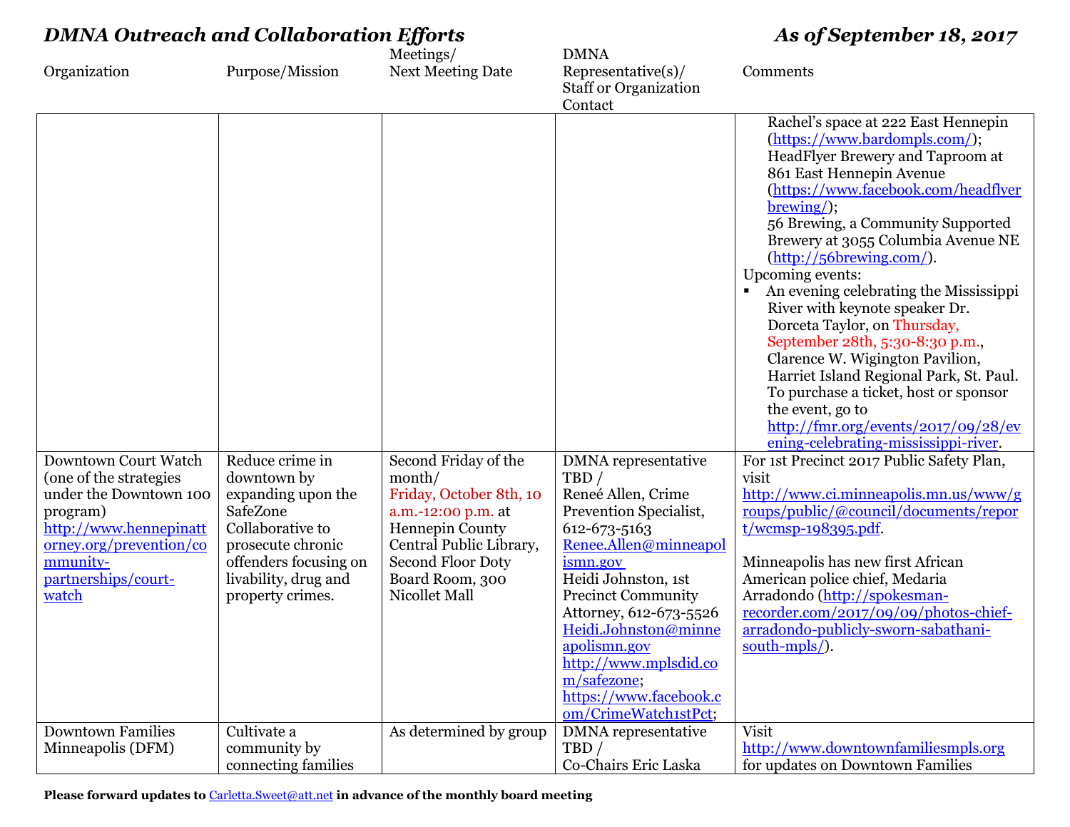## *DMNA Outreach and Collaboration Efforts* *As of September 18, 2017*

| Organization | Purpose/Mission | Meetings/ Next Meeting Date | DMNA Representative(s)/ Staff or Organization Contact | Comments |
|---|---|---|---|---|
| | | | | Rachel's space at 222 East Hennepin (https://www.bardompls.com/); HeadFlyer Brewery and Taproom at 861 East Hennepin Avenue (https://www.facebook.com/headflyerbrewing/); 56 Brewing, a Community Supported Brewery at 3055 Columbia Avenue NE (http://56brewing.com/). Upcoming events: ▪ An evening celebrating the Mississippi River with keynote speaker Dr. Dorceta Taylor, on Thursday, September 28th, 5:30-8:30 p.m., Clarence W. Wigington Pavilion, Harriet Island Regional Park, St. Paul. To purchase a ticket, host or sponsor the event, go to http://fmr.org/events/2017/09/28/evening-celebrating-mississippi-river. |
| Downtown Court Watch (one of the strategies under the Downtown 100 program) http://www.hennepinattorney.org/prevention/community-partnerships/court-watch | Reduce crime in downtown by expanding upon the SafeZone Collaborative to prosecute chronic offenders focusing on livability, drug and property crimes. | Second Friday of the month/ Friday, October 8th, 10 a.m.-12:00 p.m. at Hennepin County Central Public Library, Second Floor Doty Board Room, 300 Nicollet Mall | DMNA representative TBD / Reneé Allen, Crime Prevention Specialist, 612-673-5163 Renee.Allen@minneapolismn.gov Heidi Johnston, 1st Precinct Community Attorney, 612-673-5526 Heidi.Johnston@minneapolismn.gov http://www.mplsdid.com/safezone; https://www.facebook.com/CrimeWatch1stPct; | For 1st Precinct 2017 Public Safety Plan, visit http://www.ci.minneapolis.mn.us/www/groups/public/@council/documents/report/wcmsp-198395.pdf. <br><br> Minneapolis has new first African American police chief, Medaria Arradondo (http://spokesman-recorder.com/2017/09/09/photos-chief-arradondo-publicly-sworn-sabathani-south-mpls/). |
| Downtown Families Minneapolis (DFM) | Cultivate a community by connecting families | As determined by group | DMNA representative TBD / Co-Chairs Eric Laska | Visit http://www.downtownfamiliesmpls.org for updates on Downtown Families |

**Please forward updates to** Carletta.Sweet@att.net **in advance of the monthly board meeting**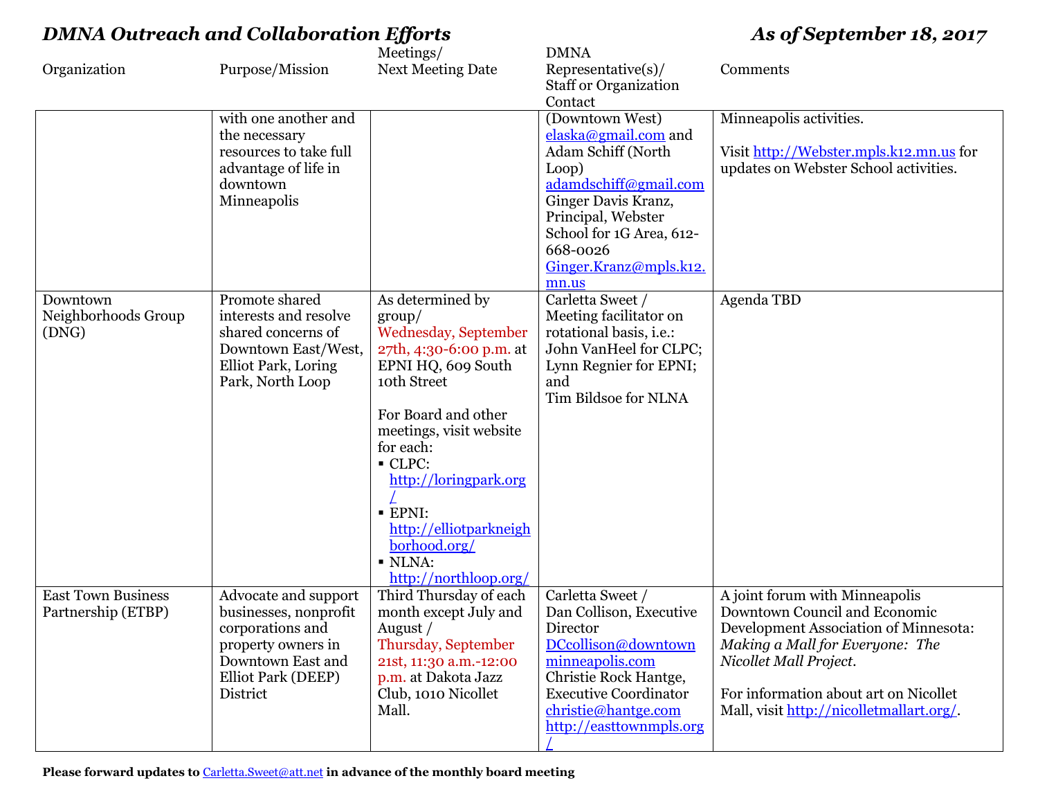## *DMNA Outreach and Collaboration Efforts* — *As of September 18, 2017*

| Organization | Purpose/Mission | Meetings/<br>Next Meeting Date | DMNA Representative(s)/<br>Staff or Organization Contact | Comments |
|---|---|---|---|---|
| | with one another and the necessary resources to take full advantage of life in downtown Minneapolis | | (Downtown West) elaska@gmail.com and Adam Schiff (North Loop) adamdschiff@gmail.com Ginger Davis Kranz, Principal, Webster School for 1G Area, 612-668-0026 Ginger.Kranz@mpls.k12.mn.us | Minneapolis activities.<br><br>Visit http://Webster.mpls.k12.mn.us for updates on Webster School activities. |
| Downtown Neighborhoods Group (DNG) | Promote shared interests and resolve shared concerns of Downtown East/West, Elliot Park, Loring Park, North Loop | As determined by group/<br>Wednesday, September 27th, 4:30-6:00 p.m. at EPNI HQ, 609 South 10th Street<br><br>For Board and other meetings, visit website for each:<br>▪ CLPC: http://loringpark.org/<br>▪ EPNI: http://elliotparkneighborhood.org/<br>▪ NLNA: http://northloop.org/ | Carletta Sweet /<br>Meeting facilitator on rotational basis, i.e.:<br>John VanHeel for CLPC;<br>Lynn Regnier for EPNI; and<br>Tim Bildsoe for NLNA | Agenda TBD |
| East Town Business Partnership (ETBP) | Advocate and support businesses, nonprofit corporations and property owners in Downtown East and Elliot Park (DEEP) District | Third Thursday of each month except July and August /<br>Thursday, September 21st, 11:30 a.m.-12:00 p.m. at Dakota Jazz Club, 1010 Nicollet Mall. | Carletta Sweet /<br>Dan Collison, Executive Director<br>DCcollison@downtownminneapolis.com<br>Christie Rock Hantge, Executive Coordinator<br>christie@hantge.com<br>http://easttownmpls.org/ | A joint forum with Minneapolis Downtown Council and Economic Development Association of Minnesota: *Making a Mall for Everyone: The Nicollet Mall Project*.<br><br>For information about art on Nicollet Mall, visit http://nicolletmallart.org/. |

**Please forward updates to Carletta.Sweet@att.net in advance of the monthly board meeting**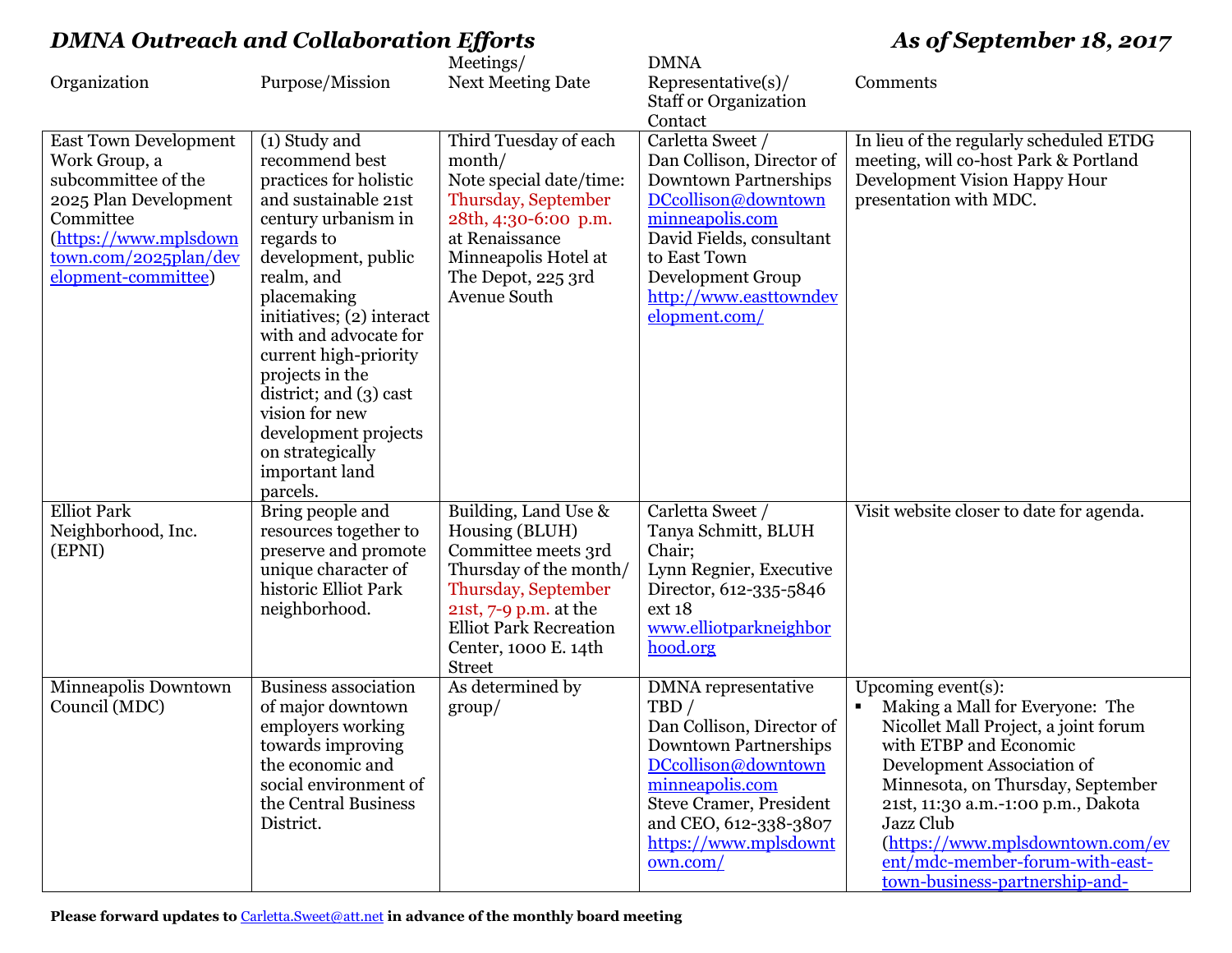## *DMNA Outreach and Collaboration Efforts* *As of September 18, 2017*

| Organization | Purpose/Mission | Meetings/ Next Meeting Date | DMNA Representative(s)/ Staff or Organization Contact | Comments |
|---|---|---|---|---|
| East Town Development Work Group, a subcommittee of the 2025 Plan Development Committee (https://www.mplsdowntown.com/2025plan/development-committee) | (1) Study and recommend best practices for holistic and sustainable 21st century urbanism in regards to development, public realm, and placemaking initiatives; (2) interact with and advocate for current high-priority projects in the district; and (3) cast vision for new development projects on strategically important land parcels. | Third Tuesday of each month/ Note special date/time: Thursday, September 28th, 4:30-6:00 p.m. at Renaissance Minneapolis Hotel at The Depot, 225 3rd Avenue South | Carletta Sweet / Dan Collison, Director of Downtown Partnerships DCcollison@downtownminneapolis.com David Fields, consultant to East Town Development Group http://www.easttowndevelopment.com/ | In lieu of the regularly scheduled ETDG meeting, will co-host Park & Portland Development Vision Happy Hour presentation with MDC. |
| Elliot Park Neighborhood, Inc. (EPNI) | Bring people and resources together to preserve and promote unique character of historic Elliot Park neighborhood. | Building, Land Use & Housing (BLUH) Committee meets 3rd Thursday of the month/ Thursday, September 21st, 7-9 p.m. at the Elliot Park Recreation Center, 1000 E. 14th Street | Carletta Sweet / Tanya Schmitt, BLUH Chair; Lynn Regnier, Executive Director, 612-335-5846 ext 18 www.elliotparkneighborhood.org | Visit website closer to date for agenda. |
| Minneapolis Downtown Council (MDC) | Business association of major downtown employers working towards improving the economic and social environment of the Central Business District. | As determined by group/ | DMNA representative TBD / Dan Collison, Director of Downtown Partnerships DCcollison@downtownminneapolis.com Steve Cramer, President and CEO, 612-338-3807 https://www.mplsdowntown.com/ | Upcoming event(s): ▪ Making a Mall for Everyone: The Nicollet Mall Project, a joint forum with ETBP and Economic Development Association of Minnesota, on Thursday, September 21st, 11:30 a.m.-1:00 p.m., Dakota Jazz Club (https://www.mplsdowntown.com/event/mdc-member-forum-with-east-town-business-partnership-and- |

**Please forward updates to Carletta.Sweet@att.net in advance of the monthly board meeting**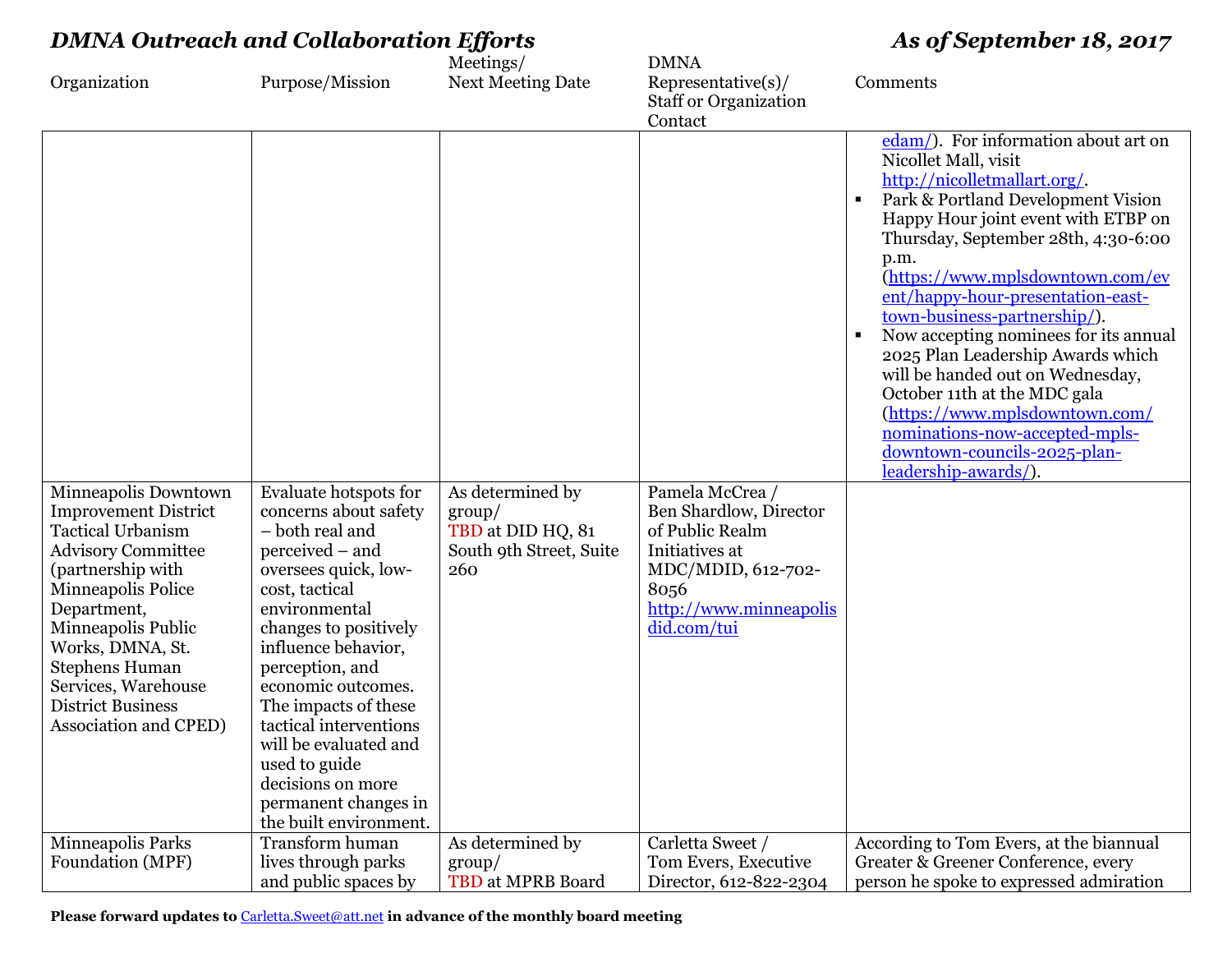## *DMNA Outreach and Collaboration Efforts* — *As of September 18, 2017*

| Organization | Purpose/Mission | Meetings/ Next Meeting Date | DMNA Representative(s)/ Staff or Organization Contact | Comments |
|---|---|---|---|---|
| | | | | edam/). For information about art on Nicollet Mall, visit http://nicolletmallart.org/.<br>▪ Park & Portland Development Vision Happy Hour joint event with ETBP on Thursday, September 28th, 4:30-6:00 p.m. (https://www.mplsdowntown.com/event/happy-hour-presentation-east-town-business-partnership/).<br>▪ Now accepting nominees for its annual 2025 Plan Leadership Awards which will be handed out on Wednesday, October 11th at the MDC gala (https://www.mplsdowntown.com/nominations-now-accepted-mpls-downtown-councils-2025-plan-leadership-awards/). |
| Minneapolis Downtown Improvement District Tactical Urbanism Advisory Committee (partnership with Minneapolis Police Department, Minneapolis Public Works, DMNA, St. Stephens Human Services, Warehouse District Business Association and CPED) | Evaluate hotspots for concerns about safety – both real and perceived – and oversees quick, low-cost, tactical environmental changes to positively influence behavior, perception, and economic outcomes. The impacts of these tactical interventions will be evaluated and used to guide decisions on more permanent changes in the built environment. | As determined by group/<br>TBD at DID HQ, 81 South 9th Street, Suite 260 | Pamela McCrea /<br>Ben Shardlow, Director of Public Realm Initiatives at MDC/MDID, 612-702-8056<br>http://www.minneapolisdid.com/tui | |
| Minneapolis Parks Foundation (MPF) | Transform human lives through parks and public spaces by | As determined by group/<br>TBD at MPRB Board | Carletta Sweet /<br>Tom Evers, Executive Director, 612-822-2304 | According to Tom Evers, at the biannual Greater & Greener Conference, every person he spoke to expressed admiration |

**Please forward updates to Carletta.Sweet@att.net in advance of the monthly board meeting**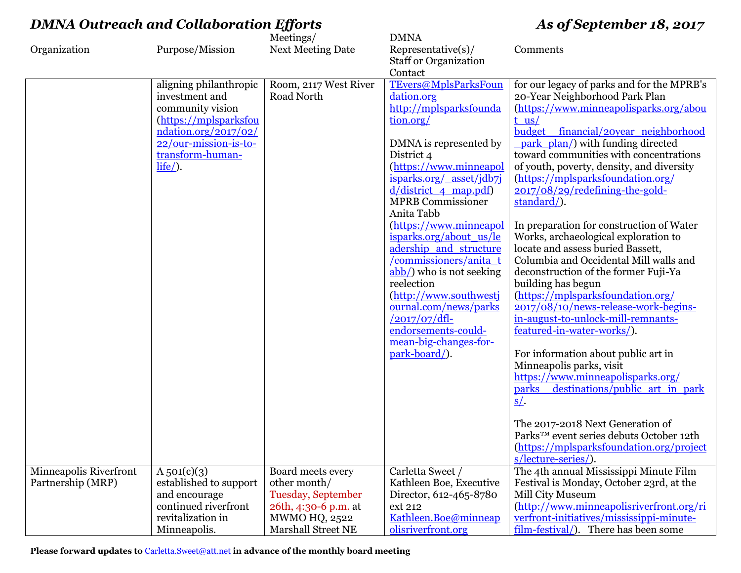*DMNA Outreach and Collaboration Efforts* *As of September 18, 2017*

| Organization | Purpose/Mission | Meetings/ Next Meeting Date | DMNA Representative(s)/ Staff or Organization Contact | Comments |
|---|---|---|---|---|
| | aligning philanthropic investment and community vision (https://mplsparksfoundation.org/2017/02/22/our-mission-is-to-transform-human-life/). | Room, 2117 West River Road North | TEvers@MplsParksFoundation.org http://mplsparksfoundation.org/ <br><br> DMNA is represented by District 4 (https://www.minneapolisparks.org/_asset/jdb7jd/district_4_map.pdf) MPRB Commissioner Anita Tabb (https://www.minneapolisparks.org/about_us/leadership_and_structure/commissioners/anita_tabb/) who is not seeking reelection (http://www.southwestjournal.com/news/parks/2017/07/dfl-endorsements-could-mean-big-changes-for-park-board/). | for our legacy of parks and for the MPRB's 20-Year Neighborhood Park Plan (https://www.minneapolisparks.org/about_us/budget__financial/20year_neighborhood_park_plan/) with funding directed toward communities with concentrations of youth, poverty, density, and diversity (https://mplsparksfoundation.org/2017/08/29/redefining-the-gold-standard/). <br><br> In preparation for construction of Water Works, archaeological exploration to locate and assess buried Bassett, Columbia and Occidental Mill walls and deconstruction of the former Fuji-Ya building has begun (https://mplsparksfoundation.org/2017/08/10/news-release-work-begins-in-august-to-unlock-mill-remnants-featured-in-water-works/). <br><br> For information about public art in Minneapolis parks, visit https://www.minneapolisparks.org/parks__destinations/public_art_in_parks/. <br><br> The 2017-2018 Next Generation of Parks™ event series debuts October 12th (https://mplsparksfoundation.org/projects/lecture-series/). |
| Minneapolis Riverfront Partnership (MRP) | A 501(c)(3) established to support and encourage continued riverfront revitalization in Minneapolis. | Board meets every other month/ Tuesday, September 26th, 4:30-6 p.m. at MWMO HQ, 2522 Marshall Street NE | Carletta Sweet / Kathleen Boe, Executive Director, 612-465-8780 ext 212 Kathleen.Boe@minneapolisriverfront.org | The 4th annual Mississippi Minute Film Festival is Monday, October 23rd, at the Mill City Museum (http://www.minneapolisriverfront.org/riverfront-initiatives/mississippi-minute-film-festival/). There has been some |

**Please forward updates to** Carletta.Sweet@att.net **in advance of the monthly board meeting**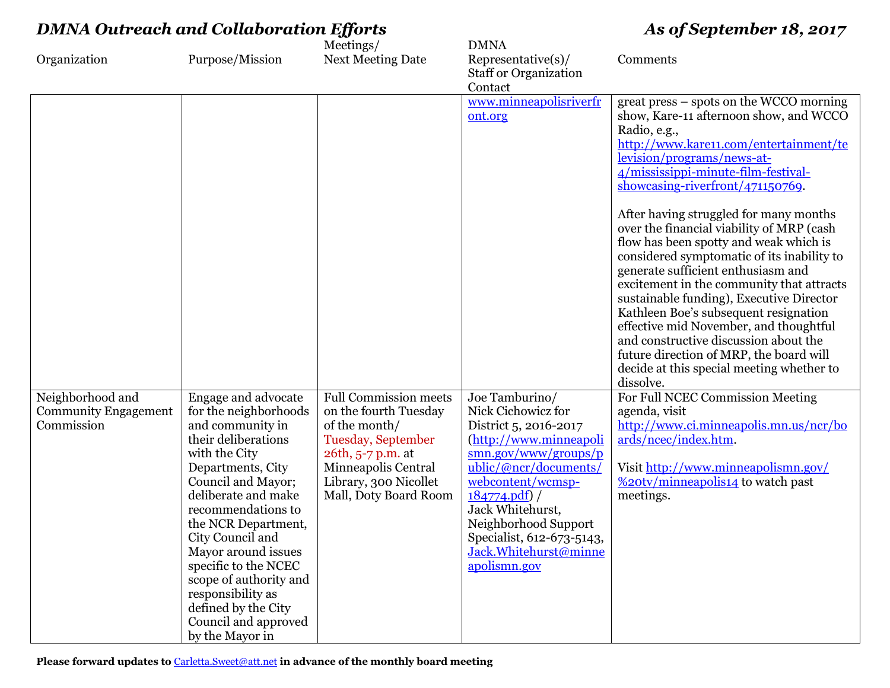## *DMNA Outreach and Collaboration Efforts* — *As of September 18, 2017*

| Organization | Purpose/Mission | Meetings/ Next Meeting Date | DMNA Representative(s)/ Staff or Organization Contact | Comments |
|---|---|---|---|---|
| | | | www.minneapolisriverfront.org | great press – spots on the WCCO morning show, Kare-11 afternoon show, and WCCO Radio, e.g., http://www.kare11.com/entertainment/television/programs/news-at-4/mississippi-minute-film-festival-showcasing-riverfront/471150769.<br><br>After having struggled for many months over the financial viability of MRP (cash flow has been spotty and weak which is considered symptomatic of its inability to generate sufficient enthusiasm and excitement in the community that attracts sustainable funding), Executive Director Kathleen Boe's subsequent resignation effective mid November, and thoughtful and constructive discussion about the future direction of MRP, the board will decide at this special meeting whether to dissolve. |
| Neighborhood and Community Engagement Commission | Engage and advocate for the neighborhoods and community in their deliberations with the City Departments, City Council and Mayor; deliberate and make recommendations to the NCR Department, City Council and Mayor around issues specific to the NCEC scope of authority and responsibility as defined by the City Council and approved by the Mayor in | Full Commission meets on the fourth Tuesday of the month/ Tuesday, September 26th, 5-7 p.m. at Minneapolis Central Library, 300 Nicollet Mall, Doty Board Room | Joe Tamburino/ Nick Cichowicz for District 5, 2016-2017 (http://www.minneapolismn.gov/www/groups/public/@ncr/documents/webcontent/wcmsp-184774.pdf) / Jack Whitehurst, Neighborhood Support Specialist, 612-673-5143, Jack.Whitehurst@minneapolismn.gov | For Full NCEC Commission Meeting agenda, visit http://www.ci.minneapolis.mn.us/ncr/boards/ncec/index.htm.<br><br>Visit http://www.minneapolismn.gov/%20tv/minneapolis14 to watch past meetings. |

**Please forward updates to Carletta.Sweet@att.net in advance of the monthly board meeting**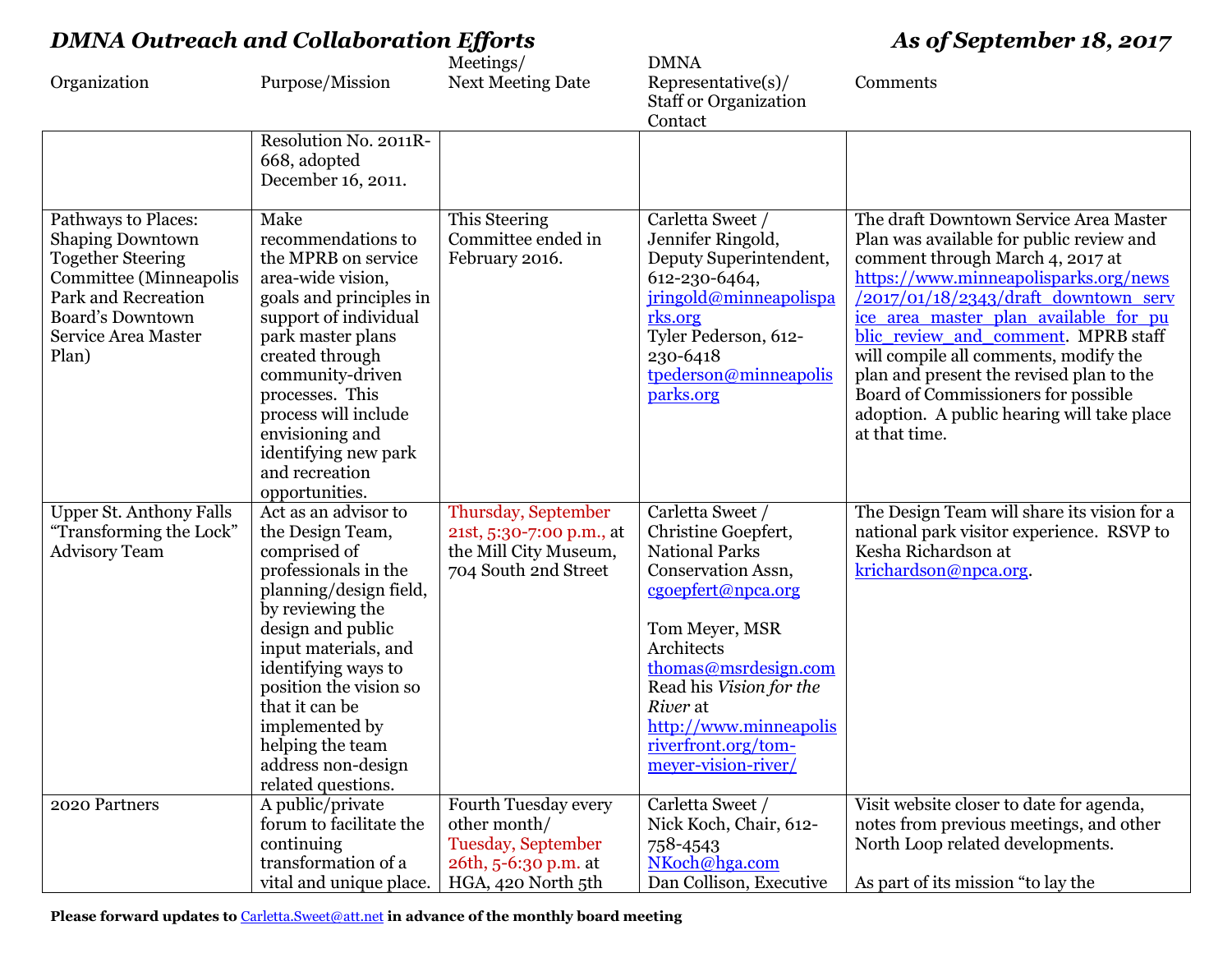## *DMNA Outreach and Collaboration Efforts* — *As of September 18, 2017*

| Organization | Purpose/Mission | Meetings/ Next Meeting Date | DMNA Representative(s)/ Staff or Organization Contact | Comments |
|---|---|---|---|---|
| | Resolution No. 2011R-668, adopted December 16, 2011. | | | |
| Pathways to Places: Shaping Downtown Together Steering Committee (Minneapolis Park and Recreation Board's Downtown Service Area Master Plan) | Make recommendations to the MPRB on service area-wide vision, goals and principles in support of individual park master plans created through community-driven processes. This process will include envisioning and identifying new park and recreation opportunities. | This Steering Committee ended in February 2016. | Carletta Sweet / Jennifer Ringold, Deputy Superintendent, 612-230-6464, jringold@minneapolisparks.org Tyler Pederson, 612-230-6418 tpederson@minneapolisparks.org | The draft Downtown Service Area Master Plan was available for public review and comment through March 4, 2017 at https://www.minneapolisparks.org/news/2017/01/18/2343/draft_downtown_service_area_master_plan_available_for_public_review_and_comment. MPRB staff will compile all comments, modify the plan and present the revised plan to the Board of Commissioners for possible adoption. A public hearing will take place at that time. |
| Upper St. Anthony Falls "Transforming the Lock" Advisory Team | Act as an advisor to the Design Team, comprised of professionals in the planning/design field, by reviewing the design and public input materials, and identifying ways to position the vision so that it can be implemented by helping the team address non-design related questions. | Thursday, September 21st, 5:30-7:00 p.m., at the Mill City Museum, 704 South 2nd Street | Carletta Sweet / Christine Goepfert, National Parks Conservation Assn, cgoepfert@npca.org<br><br>Tom Meyer, MSR Architects thomas@msrdesign.com Read his *Vision for the River* at http://www.minneapolisriverfront.org/tom-meyer-vision-river/ | The Design Team will share its vision for a national park visitor experience. RSVP to Kesha Richardson at krichardson@npca.org. |
| 2020 Partners | A public/private forum to facilitate the continuing transformation of a vital and unique place. | Fourth Tuesday every other month/ Tuesday, September 26th, 5-6:30 p.m. at HGA, 420 North 5th | Carletta Sweet / Nick Koch, Chair, 612-758-4543 NKoch@hga.com Dan Collison, Executive | Visit website closer to date for agenda, notes from previous meetings, and other North Loop related developments.<br><br>As part of its mission "to lay the |

**Please forward updates to Carletta.Sweet@att.net in advance of the monthly board meeting**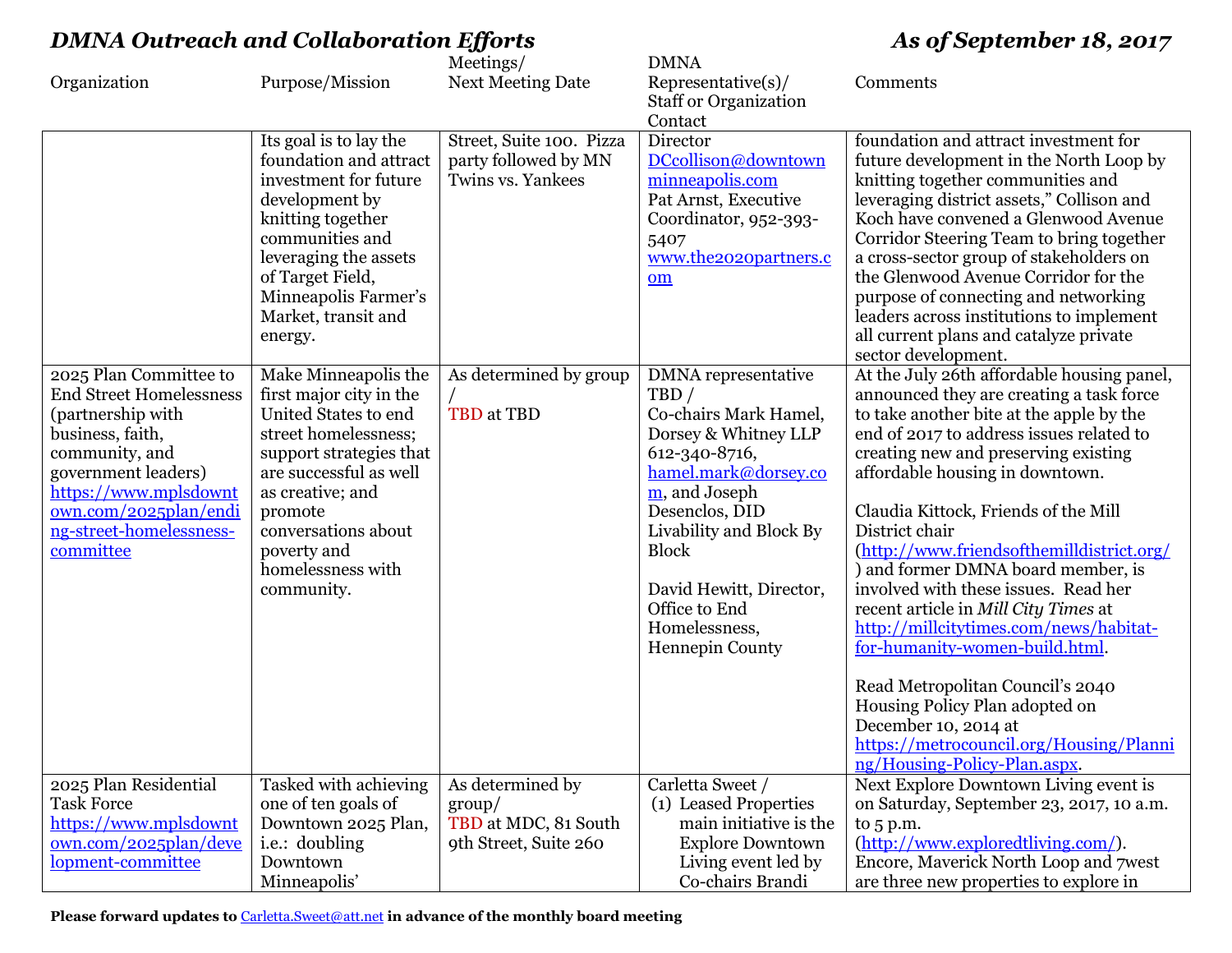## *DMNA Outreach and Collaboration Efforts* *As of September 18, 2017*

| Organization | Purpose/Mission | Meetings/ Next Meeting Date | DMNA Representative(s)/ Staff or Organization Contact | Comments |
|---|---|---|---|---|
| | Its goal is to lay the foundation and attract investment for future development by knitting together communities and leveraging the assets of Target Field, Minneapolis Farmer's Market, transit and energy. | Street, Suite 100. Pizza party followed by MN Twins vs. Yankees | Director DCcollison@downtownminneapolis.com Pat Arnst, Executive Coordinator, 952-393-5407 www.the2020partners.com | foundation and attract investment for future development in the North Loop by knitting together communities and leveraging district assets," Collison and Koch have convened a Glenwood Avenue Corridor Steering Team to bring together a cross-sector group of stakeholders on the Glenwood Avenue Corridor for the purpose of connecting and networking leaders across institutions to implement all current plans and catalyze private sector development. |
| 2025 Plan Committee to End Street Homelessness (partnership with business, faith, community, and government leaders) https://www.mplsdowntown.com/2025plan/ending-street-homelessness-committee | Make Minneapolis the first major city in the United States to end street homelessness; support strategies that are successful as well as creative; and promote conversations about poverty and homelessness with community. | As determined by group / TBD at TBD | DMNA representative TBD / Co-chairs Mark Hamel, Dorsey & Whitney LLP 612-340-8716, hamel.mark@dorsey.com, and Joseph Desenclos, DID Livability and Block By Block<br><br>David Hewitt, Director, Office to End Homelessness, Hennepin County | At the July 26th affordable housing panel, announced they are creating a task force to take another bite at the apple by the end of 2017 to address issues related to creating new and preserving existing affordable housing in downtown.<br><br>Claudia Kittock, Friends of the Mill District chair (http://www.friendsofthemilldistrict.org/) and former DMNA board member, is involved with these issues. Read her recent article in *Mill City Times* at http://millcitytimes.com/news/habitat-for-humanity-women-build.html.<br><br>Read Metropolitan Council's 2040 Housing Policy Plan adopted on December 10, 2014 at https://metrocouncil.org/Housing/Planning/Housing-Policy-Plan.aspx. |
| 2025 Plan Residential Task Force https://www.mplsdowntown.com/2025plan/development-committee | Tasked with achieving one of ten goals of Downtown 2025 Plan, i.e.: doubling Downtown Minneapolis' | As determined by group/ TBD at MDC, 81 South 9th Street, Suite 260 | Carletta Sweet / (1) Leased Properties main initiative is the Explore Downtown Living event led by Co-chairs Brandi | Next Explore Downtown Living event is on Saturday, September 23, 2017, 10 a.m. to 5 p.m. (http://www.exploredtliving.com/). Encore, Maverick North Loop and 7west are three new properties to explore in |

**Please forward updates to** Carletta.Sweet@att.net **in advance of the monthly board meeting**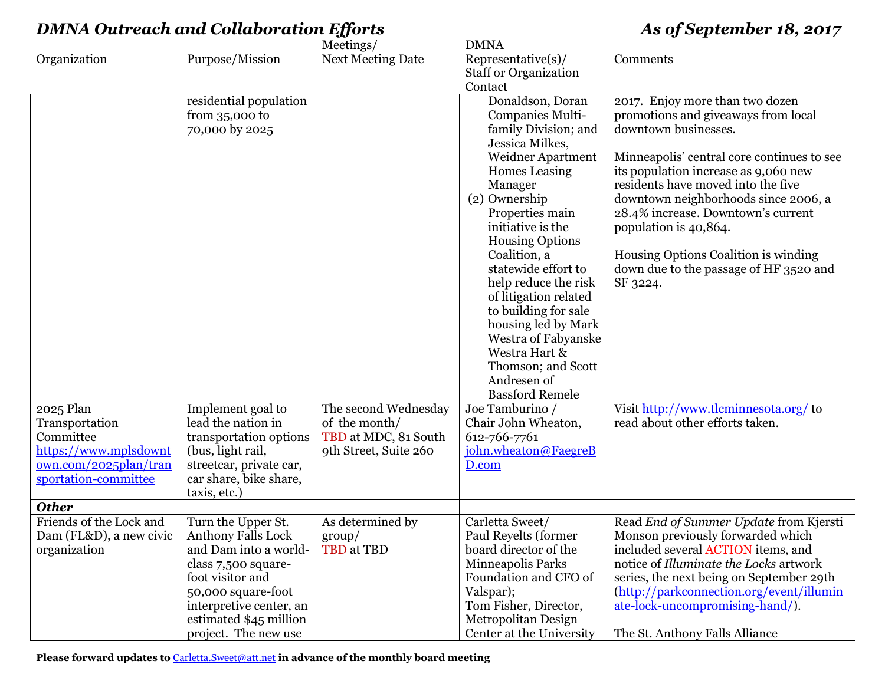## *DMNA Outreach and Collaboration Efforts* — *As of September 18, 2017*

| Organization | Purpose/Mission | Meetings/ Next Meeting Date | DMNA Representative(s)/ Staff or Organization Contact | Comments |
|---|---|---|---|---|
| | residential population from 35,000 to 70,000 by 2025 | | Donaldson, Doran Companies Multi-family Division; and Jessica Milkes, Weidner Apartment Homes Leasing Manager (2) Ownership Properties main initiative is the Housing Options Coalition, a statewide effort to help reduce the risk of litigation related to building for sale housing led by Mark Westra of Fabyanske Westra Hart & Thomson; and Scott Andresen of Bassford Remele | 2017. Enjoy more than two dozen promotions and giveaways from local downtown businesses.<br><br>Minneapolis' central core continues to see its population increase as 9,060 new residents have moved into the five downtown neighborhoods since 2006, a 28.4% increase. Downtown's current population is 40,864.<br><br>Housing Options Coalition is winding down due to the passage of HF 3520 and SF 3224. |
| 2025 Plan Transportation Committee https://www.mplsdowntown.com/2025plan/transportation-committee | Implement goal to lead the nation in transportation options (bus, light rail, streetcar, private car, car share, bike share, taxis, etc.) | The second Wednesday of the month/ TBD at MDC, 81 South 9th Street, Suite 260 | Joe Tamburino / Chair John Wheaton, 612-766-7761 john.wheaton@FaegreBD.com | Visit http://www.tlcminnesota.org/ to read about other efforts taken. |
| ***Other*** | | | | |
| Friends of the Lock and Dam (FL&D), a new civic organization | Turn the Upper St. Anthony Falls Lock and Dam into a world-class 7,500 square-foot visitor and 50,000 square-foot interpretive center, an estimated $45 million project. The new use | As determined by group/ TBD at TBD | Carletta Sweet/ Paul Reyelts (former board director of the Minneapolis Parks Foundation and CFO of Valspar); Tom Fisher, Director, Metropolitan Design Center at the University | Read *End of Summer Update* from Kjersti Monson previously forwarded which included several ACTION items, and notice of *Illuminate the Locks* artwork series, the next being on September 29th (http://parkconnection.org/event/illuminate-lock-uncompromising-hand/).<br><br>The St. Anthony Falls Alliance |

**Please forward updates to** Carletta.Sweet@att.net **in advance of the monthly board meeting**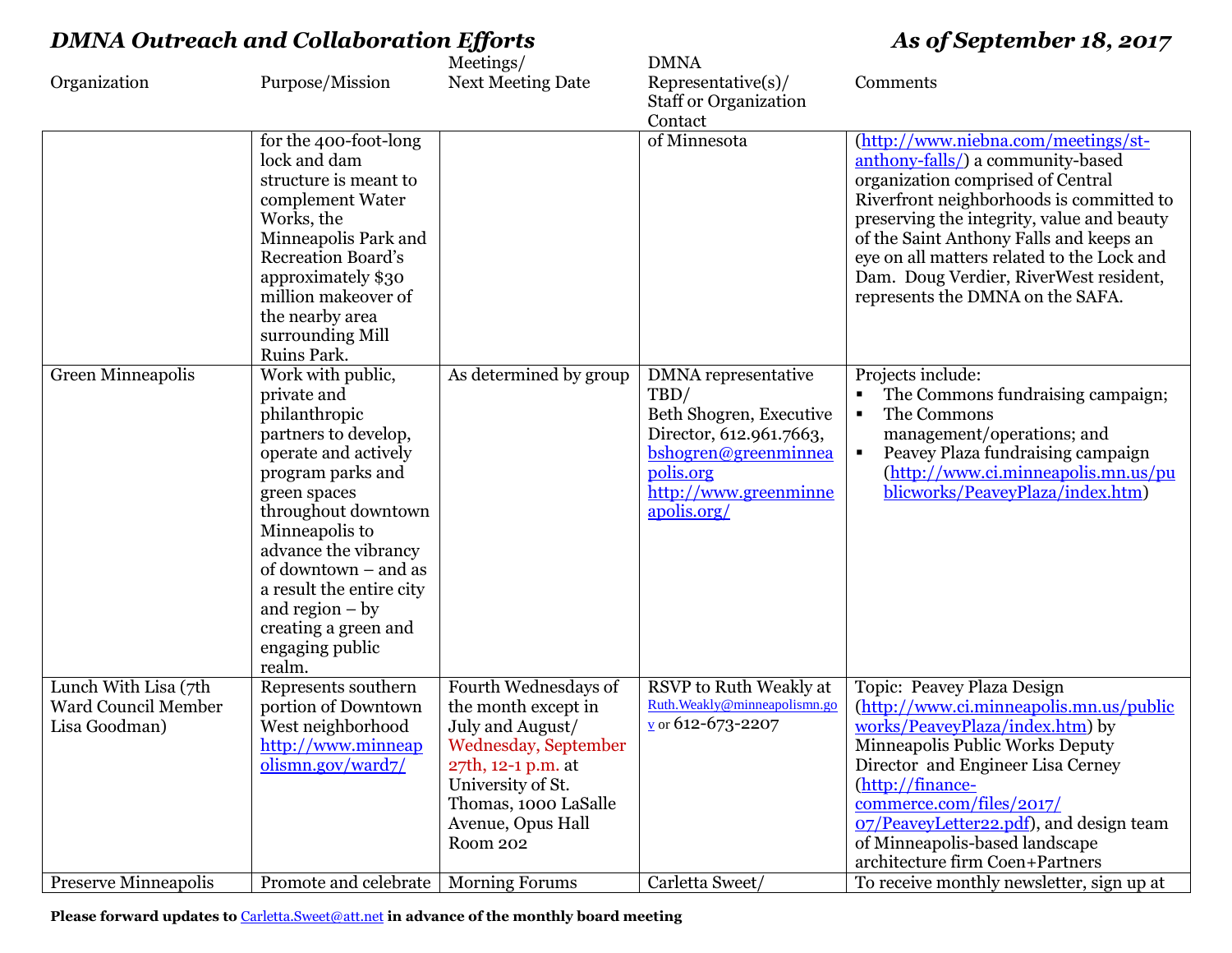## *DMNA Outreach and Collaboration Efforts* — *As of September 18, 2017*

| Organization | Purpose/Mission | Meetings/ Next Meeting Date | DMNA Representative(s)/ Staff or Organization Contact | Comments |
|---|---|---|---|---|
| | for the 400-foot-long lock and dam structure is meant to complement Water Works, the Minneapolis Park and Recreation Board's approximately $30 million makeover of the nearby area surrounding Mill Ruins Park. | | of Minnesota | (http://www.niebna.com/meetings/st-anthony-falls/) a community-based organization comprised of Central Riverfront neighborhoods is committed to preserving the integrity, value and beauty of the Saint Anthony Falls and keeps an eye on all matters related to the Lock and Dam. Doug Verdier, RiverWest resident, represents the DMNA on the SAFA. |
| Green Minneapolis | Work with public, private and philanthropic partners to develop, operate and actively program parks and green spaces throughout downtown Minneapolis to advance the vibrancy of downtown – and as a result the entire city and region – by creating a green and engaging public realm. | As determined by group | DMNA representative TBD/ Beth Shogren, Executive Director, 612.961.7663, bshogren@greenminneapolis.org http://www.greenminneapolis.org/ | Projects include: <br>▪ The Commons fundraising campaign; <br>▪ The Commons management/operations; and <br>▪ Peavey Plaza fundraising campaign (http://www.ci.minneapolis.mn.us/publicworks/PeaveyPlaza/index.htm) |
| Lunch With Lisa (7th Ward Council Member Lisa Goodman) | Represents southern portion of Downtown West neighborhood http://www.minneapolismn.gov/ward7/ | Fourth Wednesdays of the month except in July and August/ Wednesday, September 27th, 12-1 p.m. at University of St. Thomas, 1000 LaSalle Avenue, Opus Hall Room 202 | RSVP to Ruth Weakly at Ruth.Weakly@minneapolismn.gov or 612-673-2207 | Topic: Peavey Plaza Design (http://www.ci.minneapolis.mn.us/publicworks/PeaveyPlaza/index.htm) by Minneapolis Public Works Deputy Director and Engineer Lisa Cerney (http://finance-commerce.com/files/2017/07/PeaveyLetter22.pdf), and design team of Minneapolis-based landscape architecture firm Coen+Partners |
| Preserve Minneapolis | Promote and celebrate | Morning Forums | Carletta Sweet/ | To receive monthly newsletter, sign up at |

**Please forward updates to Carletta.Sweet@att.net in advance of the monthly board meeting**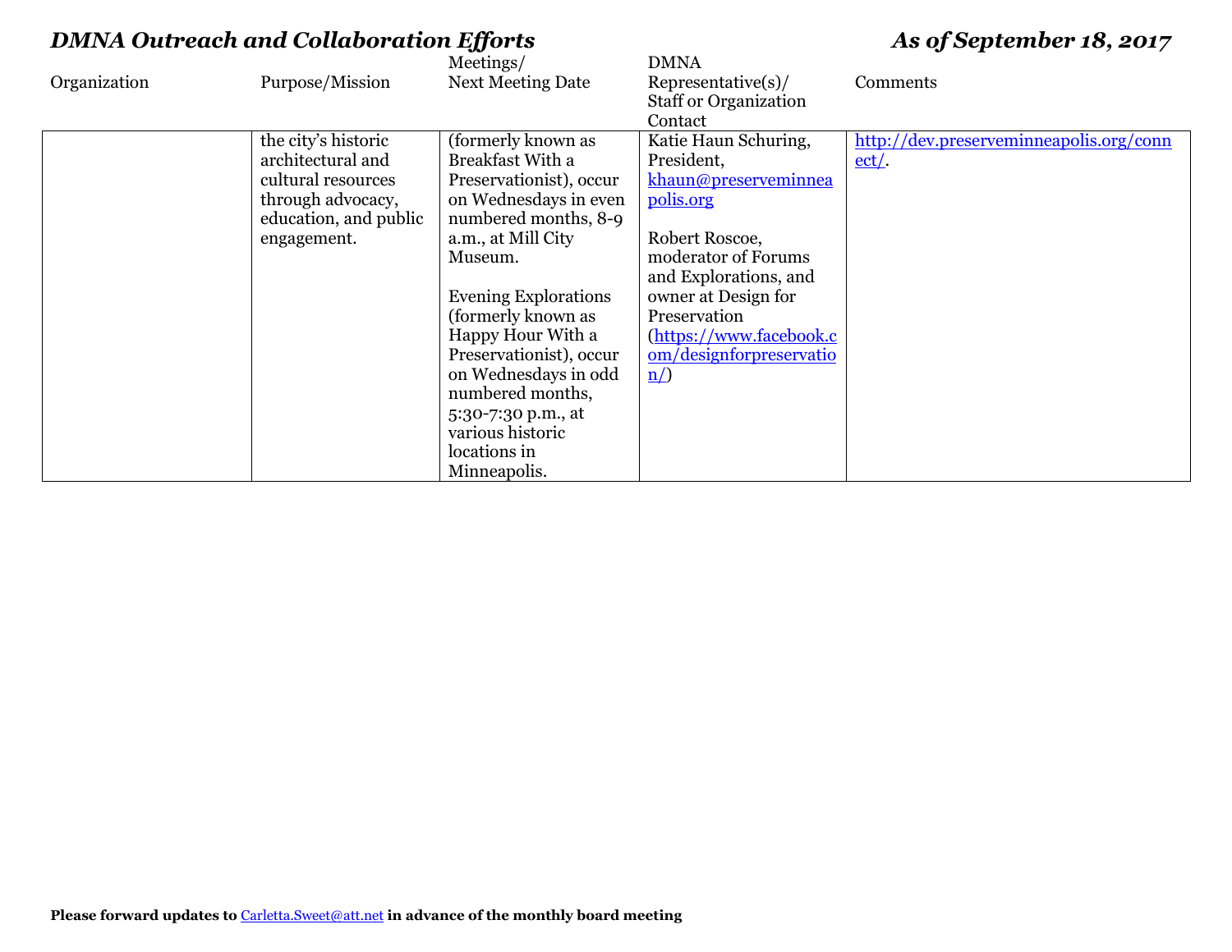*DMNA Outreach and Collaboration Efforts* ***As of September 18, 2017***

| Organization | Purpose/Mission | Meetings/ Next Meeting Date | DMNA Representative(s)/ Staff or Organization Contact | Comments |
|---|---|---|---|---|
| | the city's historic architectural and cultural resources through advocacy, education, and public engagement. | (formerly known as Breakfast With a Preservationist), occur on Wednesdays in even numbered months, 8-9 a.m., at Mill City Museum.<br><br>Evening Explorations (formerly known as Happy Hour With a Preservationist), occur on Wednesdays in odd numbered months, 5:30-7:30 p.m., at various historic locations in Minneapolis. | Katie Haun Schuring, President, khaun@preserveminneapolis.org<br><br>Robert Roscoe, moderator of Forums and Explorations, and owner at Design for Preservation (https://www.facebook.com/designforpreservation/) | http://dev.preserveminneapolis.org/connect/. |

**Please forward updates to Carletta.Sweet@att.net in advance of the monthly board meeting**